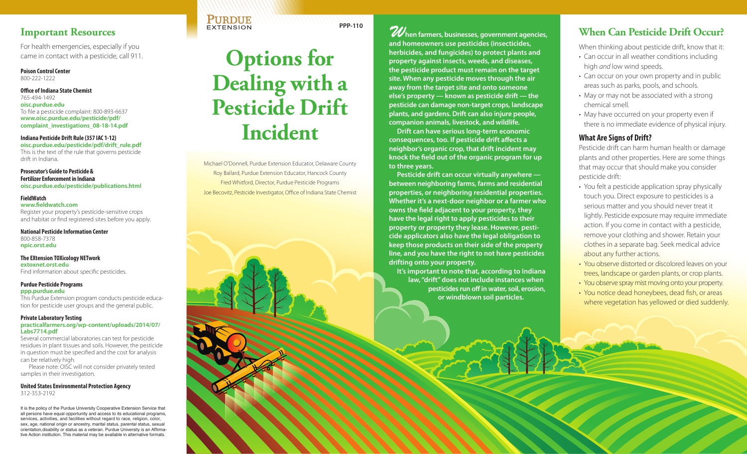# Options for Dealing with a Pesticide Drift Incident

PURDUE EXTENSION

PPP-110

Michael O'Donnell, Purdue Extension Educator, Delaware County
Roy Ballard, Purdue Extension Educator, Hancock County
Fred Whitford, Director, Purdue Pesticide Programs
Joe Becovitz, Pesticide Investigator, Office of Indiana State Chemist

**When farmers, businesses, government agencies, and homeowners use pesticides (insecticides, herbicides, and fungicides) to protect plants and property against insects, weeds, and diseases, the pesticide product must remain on the target site. When any pesticide moves through the air away from the target site and onto someone else's property — known as pesticide drift — the pesticide can damage non-target crops, landscape plants, and gardens. Drift can also injure people, companion animals, livestock, and wildlife.**

**Drift can have serious long-term economic consequences, too. If pesticide drift affects a neighbor's organic crop, that drift incident may knock the field out of the organic program for up to three years.**

**Pesticide drift can occur virtually anywhere — between neighboring farms, farms and residential properties, or neighboring residential properties. Whether it's a next-door neighbor or a farmer who owns the field adjacent to your property, they have the legal right to apply pesticides to their property or property they lease. However, pesticide applicators also have the legal obligation to keep those products on their side of the property line, and you have the right to not have pesticides drifting onto your property.**

**It's important to note that, according to Indiana law, "drift" does not include instances when pesticides run off in water, soil, erosion, or windblown soil particles.**

## When Can Pesticide Drift Occur?

When thinking about pesticide drift, know that it:

- Can occur in all weather conditions including high *and* low wind speeds.
- Can occur on your own property and in public areas such as parks, pools, and schools.
- May or may not be associated with a strong chemical smell.
- May have occurred on your property even if there is no immediate evidence of physical injury.

### What Are Signs of Drift?

Pesticide drift can harm human health or damage plants and other properties. Here are some things that may occur that should make you consider pesticide drift:

- You felt a pesticide application spray physically touch you. Direct exposure to pesticides is a serious matter and you should never treat it lightly. Pesticide exposure may require immediate action. If you come in contact with a pesticide, remove your clothing and shower. Retain your clothes in a separate bag. Seek medical advice about any further actions.
- You observe distorted or discolored leaves on your trees, landscape or garden plants, or crop plants.
- You observe spray mist moving onto your property.
- You notice dead honeybees, dead fish, or areas where vegetation has yellowed or died suddenly.

## Important Resources

For health emergencies, especially if you came in contact with a pesticide, call 911.

**Poison Control Center**
800-222-1222

**Office of Indiana State Chemist**
765-494-1492
**oisc.purdue.edu**
To file a pesticide complaint: 800-893-6637
**www.oisc.purdue.edu/pesticide/pdf/complaint_investigations_08-18-14.pdf**

**Indiana Pesticide Drift Rule (357 IAC 1-12)**
**oisc.purdue.edu/pesticide/pdf/drift_rule.pdf**
This is the text of the rule that governs pesticide drift in Indiana.

**Prosecutor's Guide to Pesticide & Fertilizer Enforcement in Indiana**
**oisc.purdue.edu/pesticide/publications.html**

**FieldWatch**
**www.fieldwatch.com**
Register your property's pesticide-sensitive crops and habitat or find registered sites before you apply.

**National Pesticide Information Center**
800-858-7378
**npic.orst.edu**

**The EXtension TOXicology NETwork**
**extoxnet.orst.edu**
Find information about specific pesticides.

**Purdue Pesticide Programs**
**ppp.purdue.edu**
This Purdue Extension program conducts pesticide education for pesticide user groups and the general public.

**Private Laboratory Testing**
**practicalfarmers.org/wp-content/uploads/2014/07/Labs7714.pdf**
Several commercial laboratories can test for pesticide residues in plant tissues and soils. However, the pesticide in question must be specified and the cost for analysis can be relatively high.

Please note: OISC will not consider privately tested samples in their investigation.

**United States Environmental Protection Agency**
312-353-2192

It is the policy of the Purdue University Cooperative Extension Service that all persons have equal opportunity and access to its educational programs, services, activities, and facilities without regard to race, religion, color, sex, age, national origin or ancestry, marital status, parental status, sexual orientation, disability or status as a veteran. Purdue University is an Affirmative Action institution. This material may be available in alternative formats.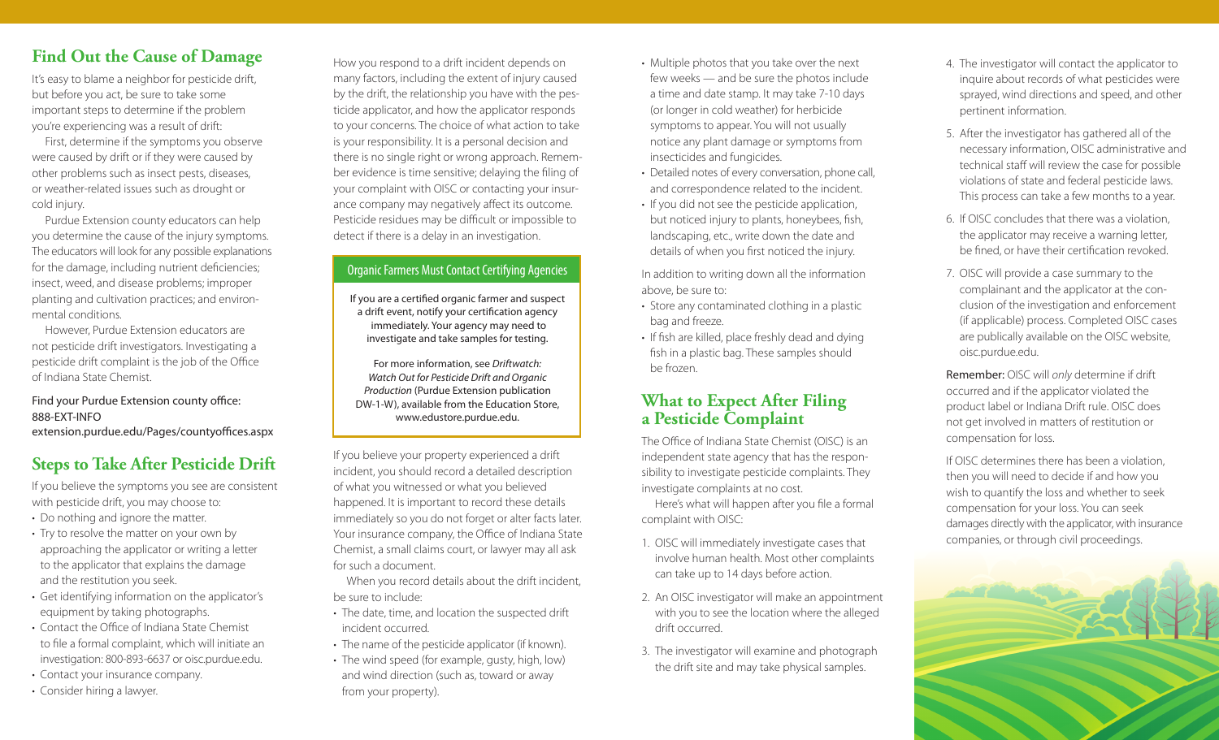## Find Out the Cause of Damage

It's easy to blame a neighbor for pesticide drift, but before you act, be sure to take some important steps to determine if the problem you're experiencing was a result of drift:

First, determine if the symptoms you observe were caused by drift or if they were caused by other problems such as insect pests, diseases, or weather-related issues such as drought or cold injury.

Purdue Extension county educators can help you determine the cause of the injury symptoms. The educators will look for any possible explanations for the damage, including nutrient deficiencies; insect, weed, and disease problems; improper planting and cultivation practices; and environmental conditions.

However, Purdue Extension educators are not pesticide drift investigators. Investigating a pesticide drift complaint is the job of the Office of Indiana State Chemist.

Find your Purdue Extension county office:
888-EXT-INFO
extension.purdue.edu/Pages/countyoffices.aspx

## Steps to Take After Pesticide Drift

If you believe the symptoms you see are consistent with pesticide drift, you may choose to:

- Do nothing and ignore the matter.
- Try to resolve the matter on your own by approaching the applicator or writing a letter to the applicator that explains the damage and the restitution you seek.
- Get identifying information on the applicator's equipment by taking photographs.
- Contact the Office of Indiana State Chemist to file a formal complaint, which will initiate an investigation: 800-893-6637 or oisc.purdue.edu.
- Contact your insurance company.
- Consider hiring a lawyer.

How you respond to a drift incident depends on many factors, including the extent of injury caused by the drift, the relationship you have with the pesticide applicator, and how the applicator responds to your concerns. The choice of what action to take is your responsibility. It is a personal decision and there is no single right or wrong approach. Remember evidence is time sensitive; delaying the filing of your complaint with OISC or contacting your insurance company may negatively affect its outcome. Pesticide residues may be difficult or impossible to detect if there is a delay in an investigation.

### Organic Farmers Must Contact Certifying Agencies

If you are a certified organic farmer and suspect a drift event, notify your certification agency immediately. Your agency may need to investigate and take samples for testing.

For more information, see *Driftwatch: Watch Out for Pesticide Drift and Organic Production* (Purdue Extension publication DW-1-W), available from the Education Store, www.edustore.purdue.edu.

If you believe your property experienced a drift incident, you should record a detailed description of what you witnessed or what you believed happened. It is important to record these details immediately so you do not forget or alter facts later. Your insurance company, the Office of Indiana State Chemist, a small claims court, or lawyer may all ask for such a document.

When you record details about the drift incident, be sure to include:

- The date, time, and location the suspected drift incident occurred.
- The name of the pesticide applicator (if known).
- The wind speed (for example, gusty, high, low) and wind direction (such as, toward or away from your property).
- Multiple photos that you take over the next few weeks — and be sure the photos include a time and date stamp. It may take 7-10 days (or longer in cold weather) for herbicide symptoms to appear. You will not usually notice any plant damage or symptoms from insecticides and fungicides.
- Detailed notes of every conversation, phone call, and correspondence related to the incident.
- If you did not see the pesticide application, but noticed injury to plants, honeybees, fish, landscaping, etc., write down the date and details of when you first noticed the injury.

In addition to writing down all the information above, be sure to:

- Store any contaminated clothing in a plastic bag and freeze.
- If fish are killed, place freshly dead and dying fish in a plastic bag. These samples should be frozen.

## What to Expect After Filing a Pesticide Complaint

The Office of Indiana State Chemist (OISC) is an independent state agency that has the responsibility to investigate pesticide complaints. They investigate complaints at no cost.

Here's what will happen after you file a formal complaint with OISC:

1. OISC will immediately investigate cases that involve human health. Most other complaints can take up to 14 days before action.
2. An OISC investigator will make an appointment with you to see the location where the alleged drift occurred.
3. The investigator will examine and photograph the drift site and may take physical samples.
4. The investigator will contact the applicator to inquire about records of what pesticides were sprayed, wind directions and speed, and other pertinent information.
5. After the investigator has gathered all of the necessary information, OISC administrative and technical staff will review the case for possible violations of state and federal pesticide laws. This process can take a few months to a year.
6. If OISC concludes that there was a violation, the applicator may receive a warning letter, be fined, or have their certification revoked.
7. OISC will provide a case summary to the complainant and the applicator at the conclusion of the investigation and enforcement (if applicable) process. Completed OISC cases are publically available on the OISC website, oisc.purdue.edu.

**Remember:** OISC will *only* determine if drift occurred and if the applicator violated the product label or Indiana Drift rule. OISC does not get involved in matters of restitution or compensation for loss.

If OISC determines there has been a violation, then you will need to decide if and how you wish to quantify the loss and whether to seek compensation for your loss. You can seek damages directly with the applicator, with insurance companies, or through civil proceedings.